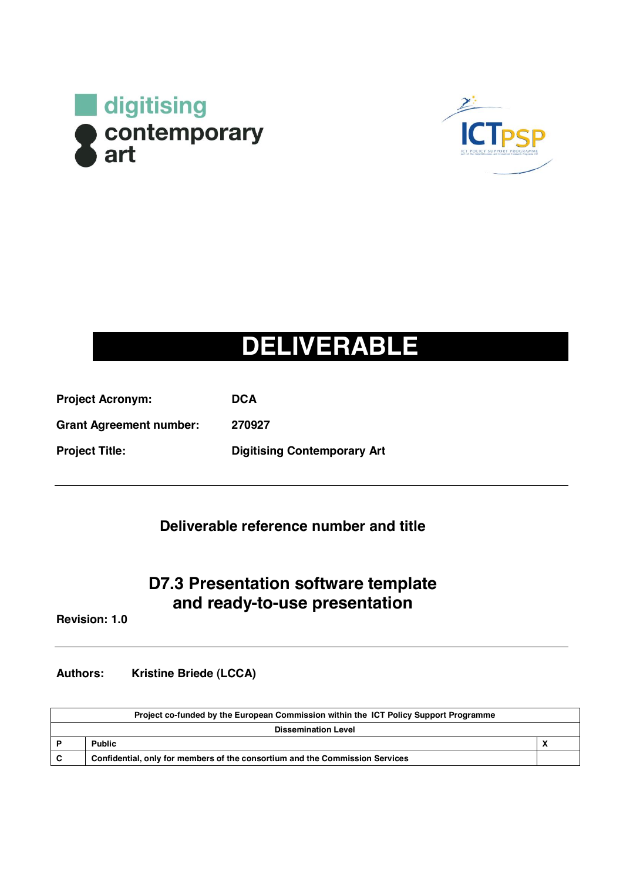digitising contemporary art

ICT PSP

# DELIVERABLE

**Project Acronym:** **DCA**

**Grant Agreement number:** **270927**

**Project Title:** **Digitising Contemporary Art**

---

## Deliverable reference number and title

## D7.3 Presentation software template and ready-to-use presentation

**Revision: 1.0**

---

**Authors:** **Kristine Briede (LCCA)**

| Project co-funded by the European Commission within the ICT Policy Support Programme | | |
|---|---|---|
| Dissemination Level | | |
| P | Public | X |
| C | Confidential, only for members of the consortium and the Commission Services | |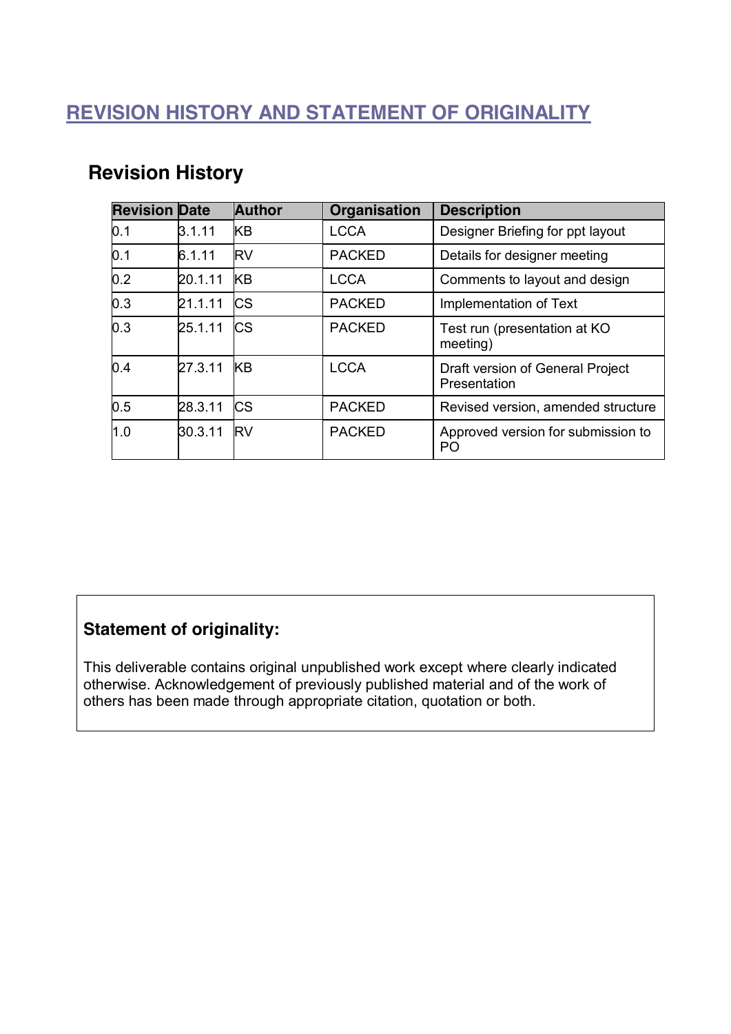# REVISION HISTORY AND STATEMENT OF ORIGINALITY

## Revision History

| Revision | Date | Author | Organisation | Description |
|---|---|---|---|---|
| 0.1 | 3.1.11 | KB | LCCA | Designer Briefing for ppt layout |
| 0.1 | 6.1.11 | RV | PACKED | Details for designer meeting |
| 0.2 | 20.1.11 | KB | LCCA | Comments to layout and design |
| 0.3 | 21.1.11 | CS | PACKED | Implementation of Text |
| 0.3 | 25.1.11 | CS | PACKED | Test run (presentation at KO meeting) |
| 0.4 | 27.3.11 | KB | LCCA | Draft version of General Project Presentation |
| 0.5 | 28.3.11 | CS | PACKED | Revised version, amended structure |
| 1.0 | 30.3.11 | RV | PACKED | Approved version for submission to PO |

**Statement of originality:**

This deliverable contains original unpublished work except where clearly indicated otherwise. Acknowledgement of previously published material and of the work of others has been made through appropriate citation, quotation or both.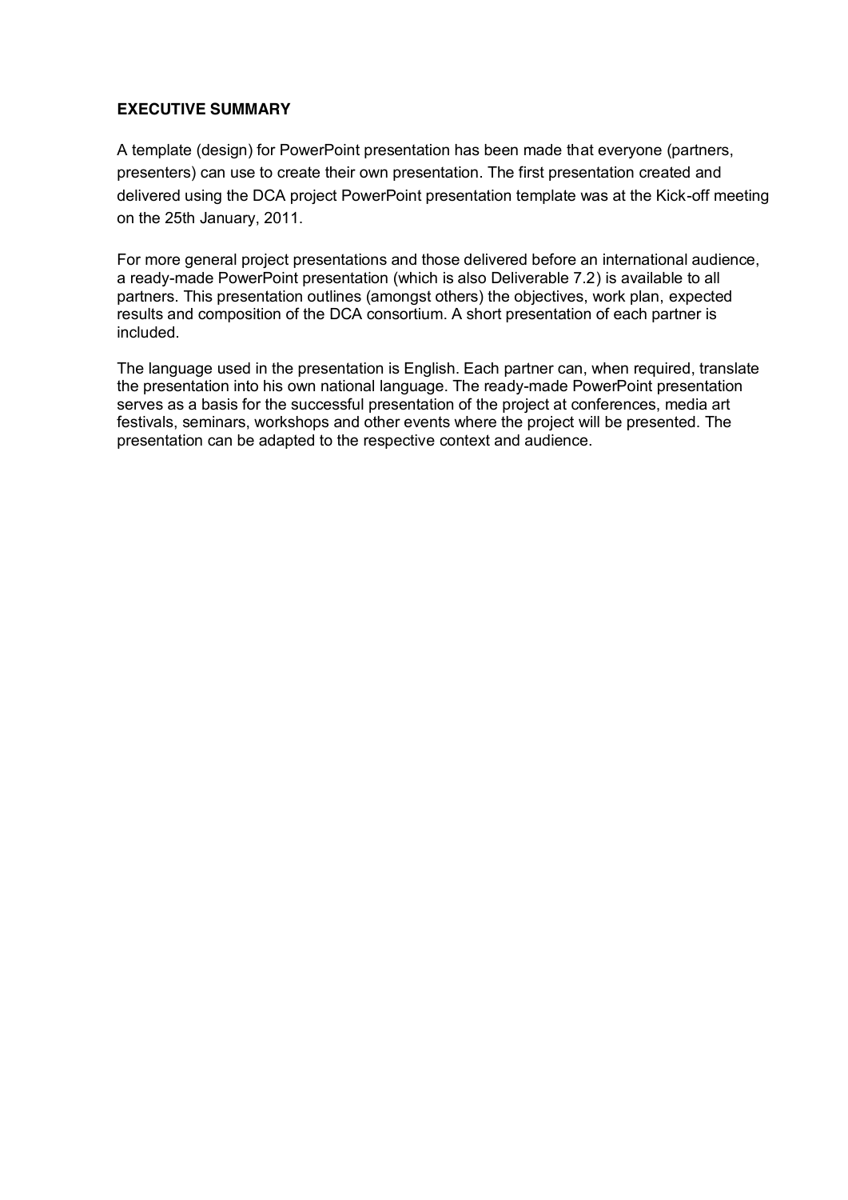## EXECUTIVE SUMMARY

A template (design) for PowerPoint presentation has been made that everyone (partners, presenters) can use to create their own presentation. The first presentation created and delivered using the DCA project PowerPoint presentation template was at the Kick-off meeting on the 25th January, 2011.

For more general project presentations and those delivered before an international audience, a ready-made PowerPoint presentation (which is also Deliverable 7.2) is available to all partners. This presentation outlines (amongst others) the objectives, work plan, expected results and composition of the DCA consortium. A short presentation of each partner is included.

The language used in the presentation is English. Each partner can, when required, translate the presentation into his own national language. The ready-made PowerPoint presentation serves as a basis for the successful presentation of the project at conferences, media art festivals, seminars, workshops and other events where the project will be presented. The presentation can be adapted to the respective context and audience.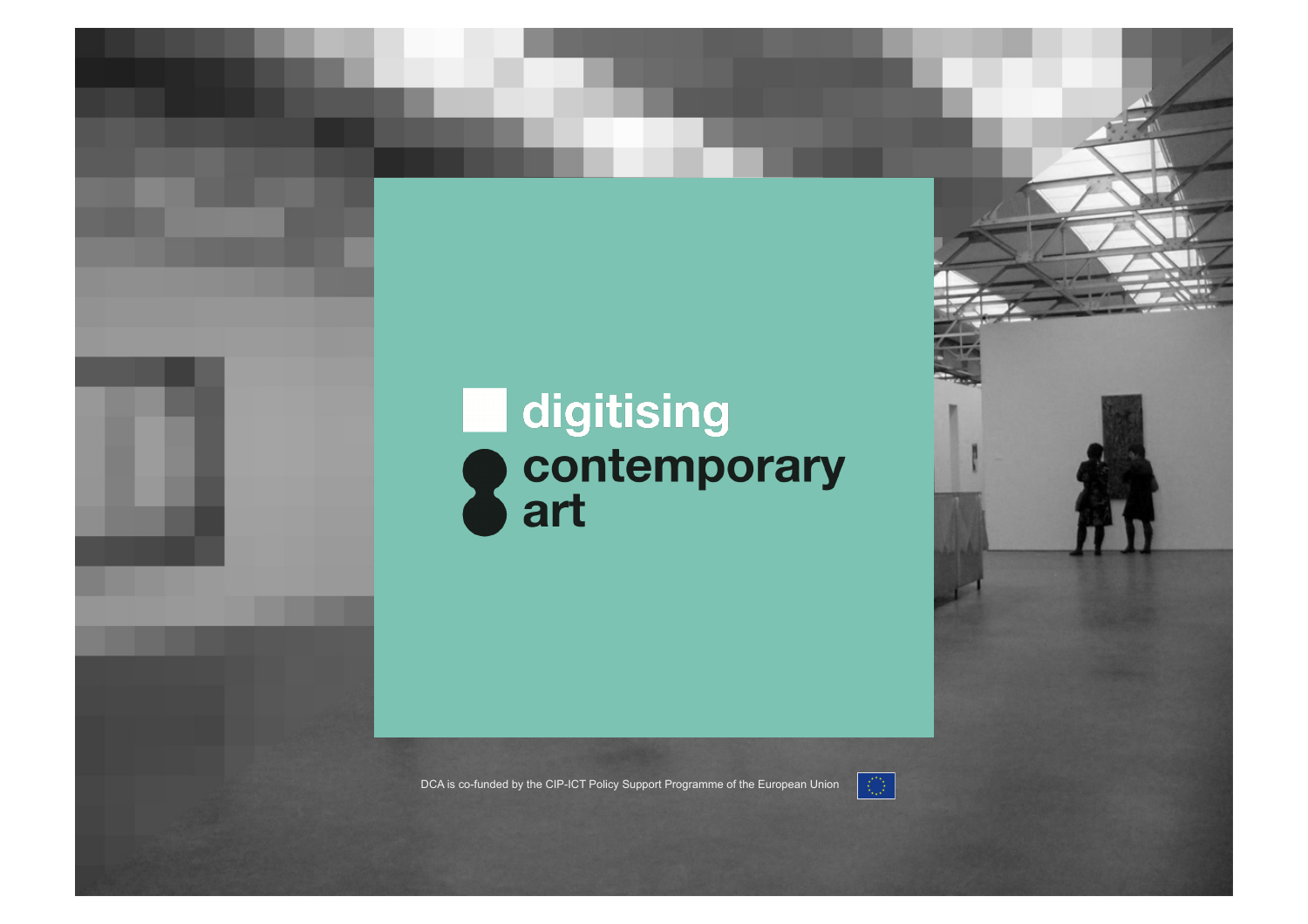digitising contemporary art

DCA is co-funded by the CIP-ICT Policy Support Programme of the European Union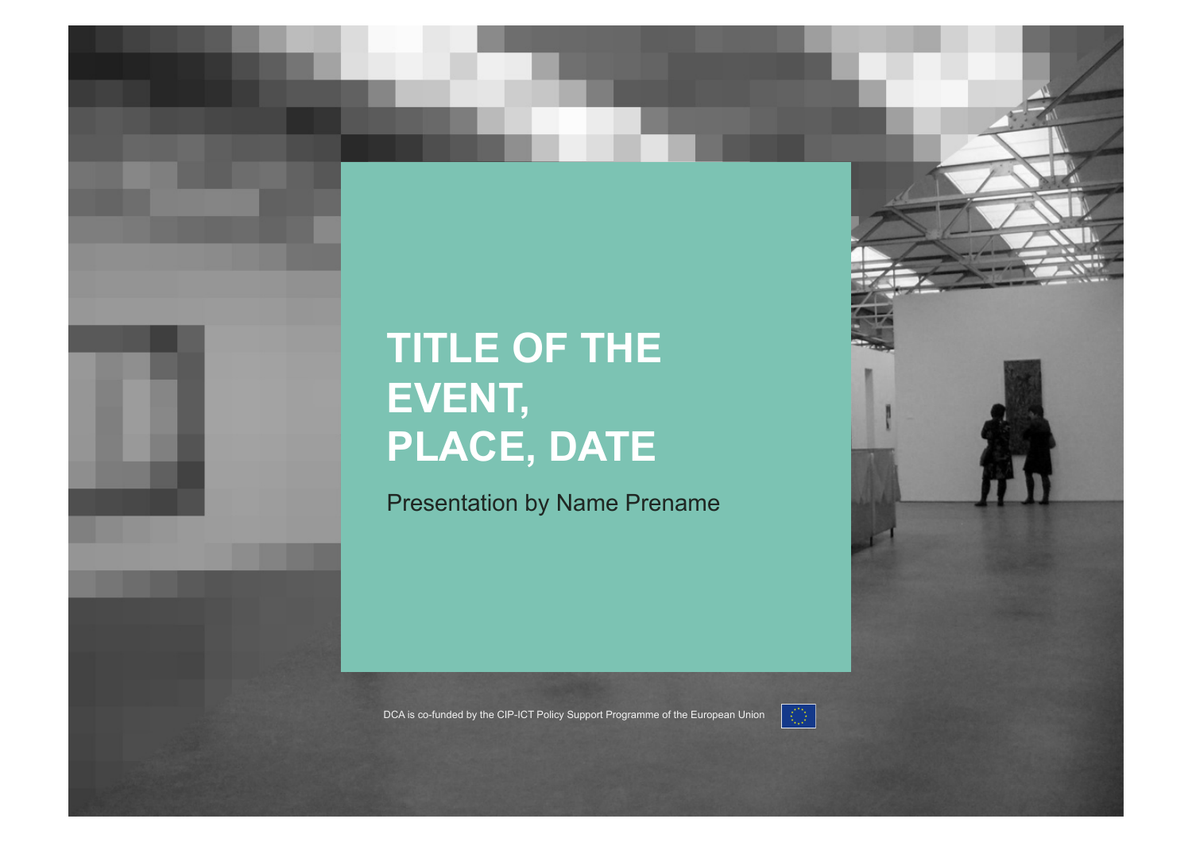# TITLE OF THE EVENT, PLACE, DATE

Presentation by Name Prename

DCA is co-funded by the CIP-ICT Policy Support Programme of the European Union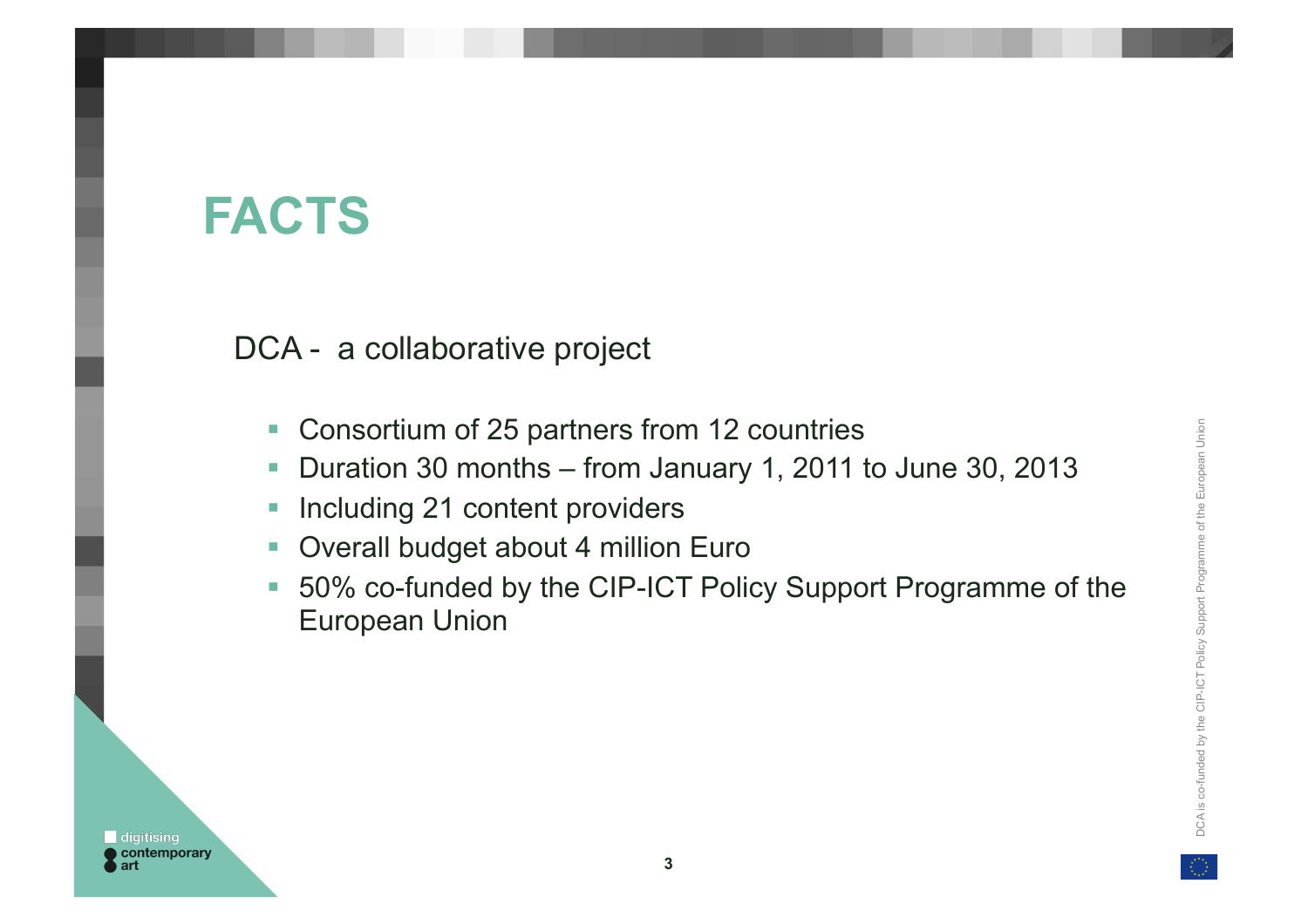# FACTS

DCA - a collaborative project

- Consortium of 25 partners from 12 countries
- Duration 30 months – from January 1, 2011 to June 30, 2013
- Including 21 content providers
- Overall budget about 4 million Euro
- 50% co-funded by the CIP-ICT Policy Support Programme of the European Union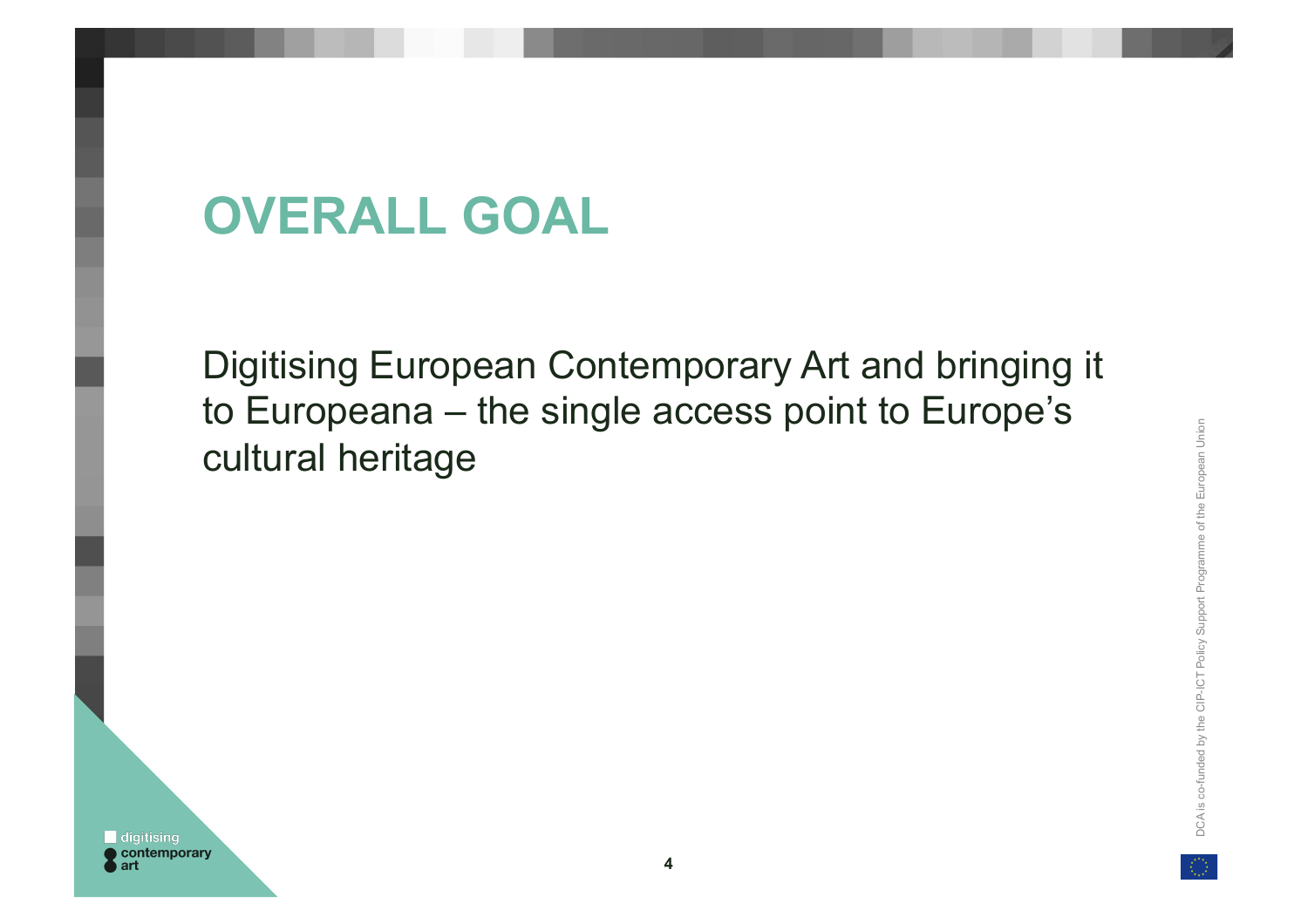# OVERALL GOAL

Digitising European Contemporary Art and bringing it to Europeana – the single access point to Europe's cultural heritage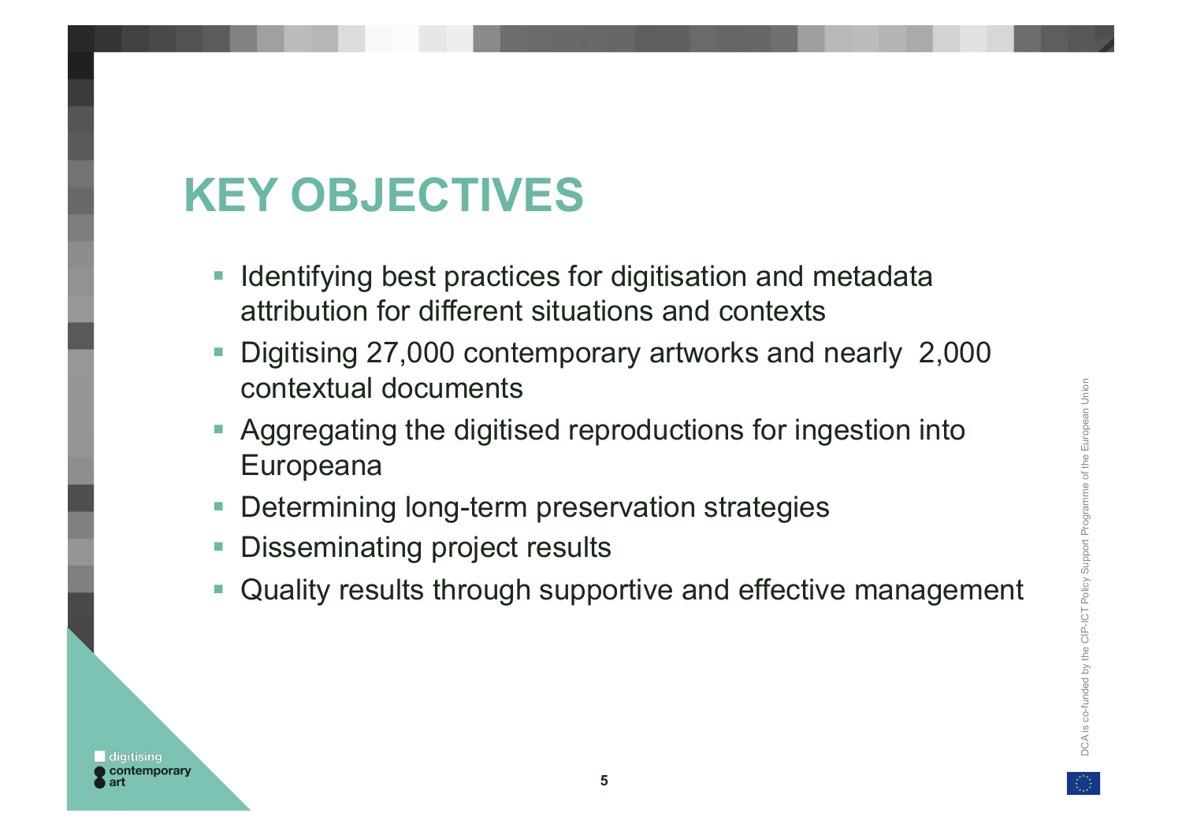# KEY OBJECTIVES

- Identifying best practices for digitisation and metadata attribution for different situations and contexts
- Digitising 27,000 contemporary artworks and nearly 2,000 contextual documents
- Aggregating the digitised reproductions for ingestion into Europeana
- Determining long-term preservation strategies
- Disseminating project results
- Quality results through supportive and effective management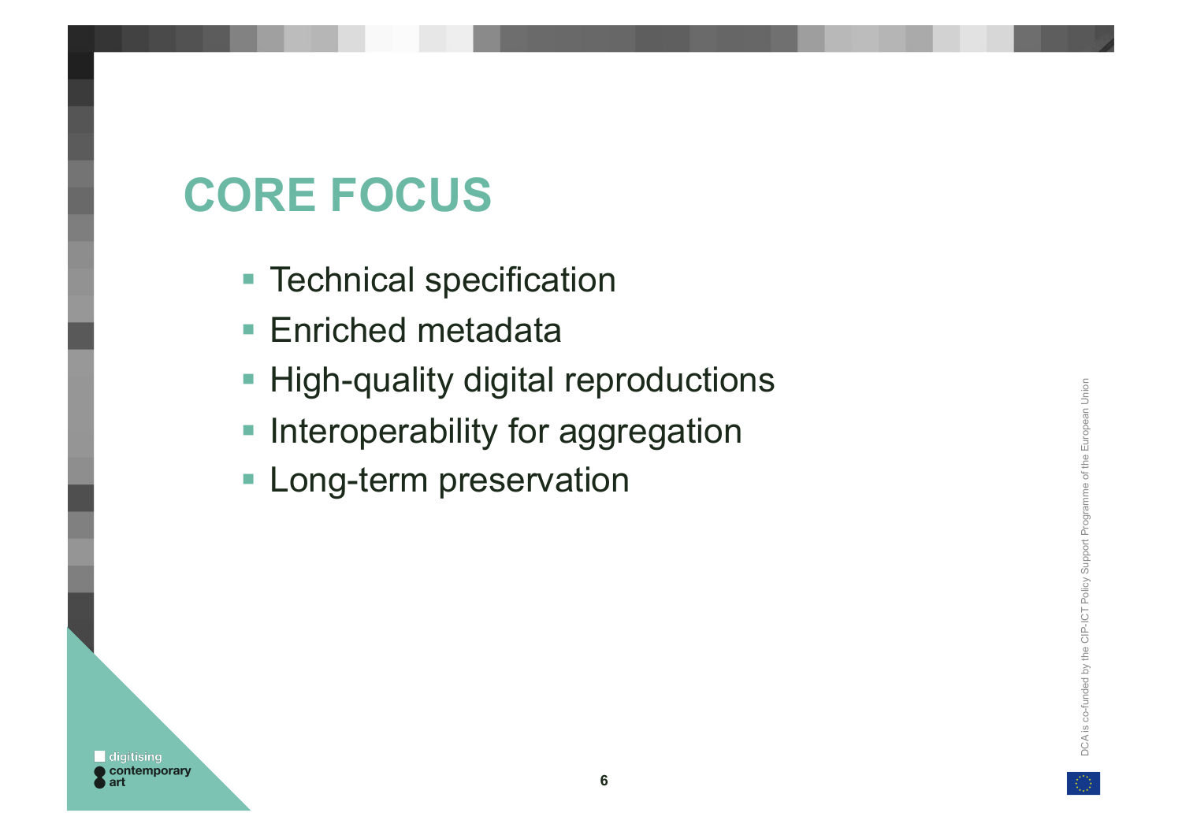# CORE FOCUS

- Technical specification
- Enriched metadata
- High-quality digital reproductions
- Interoperability for aggregation
- Long-term preservation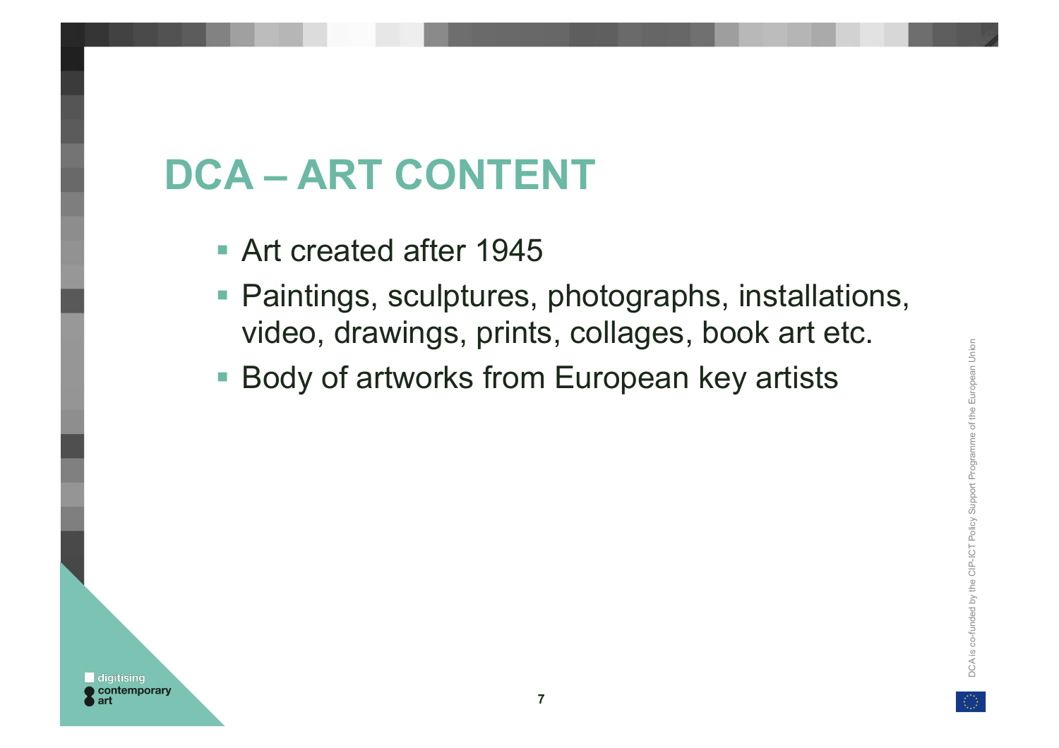# DCA – ART CONTENT

- Art created after 1945
- Paintings, sculptures, photographs, installations, video, drawings, prints, collages, book art etc.
- Body of artworks from European key artists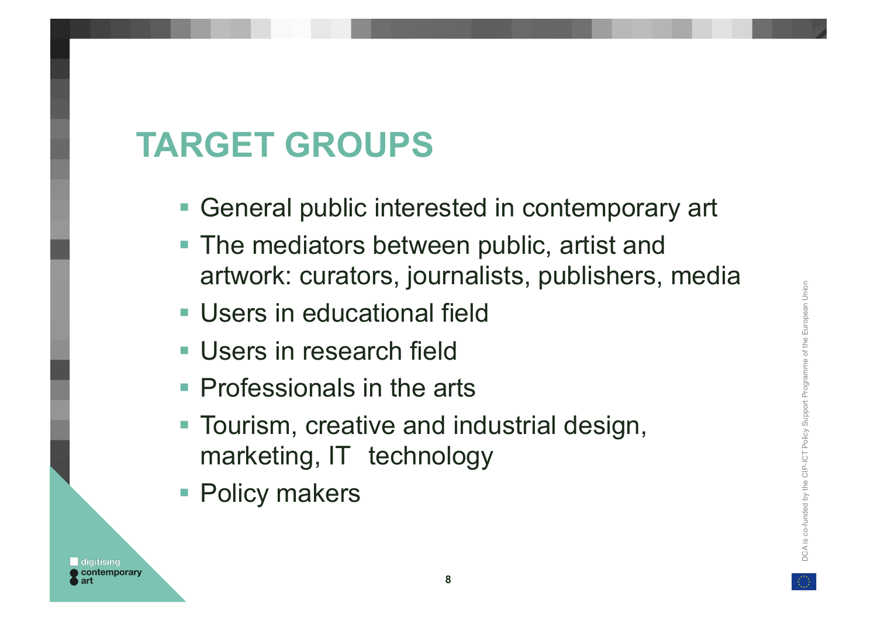# TARGET GROUPS

- General public interested in contemporary art
- The mediators between public, artist and artwork: curators, journalists, publishers, media
- Users in educational field
- Users in research field
- Professionals in the arts
- Tourism, creative and industrial design, marketing, IT technology
- Policy makers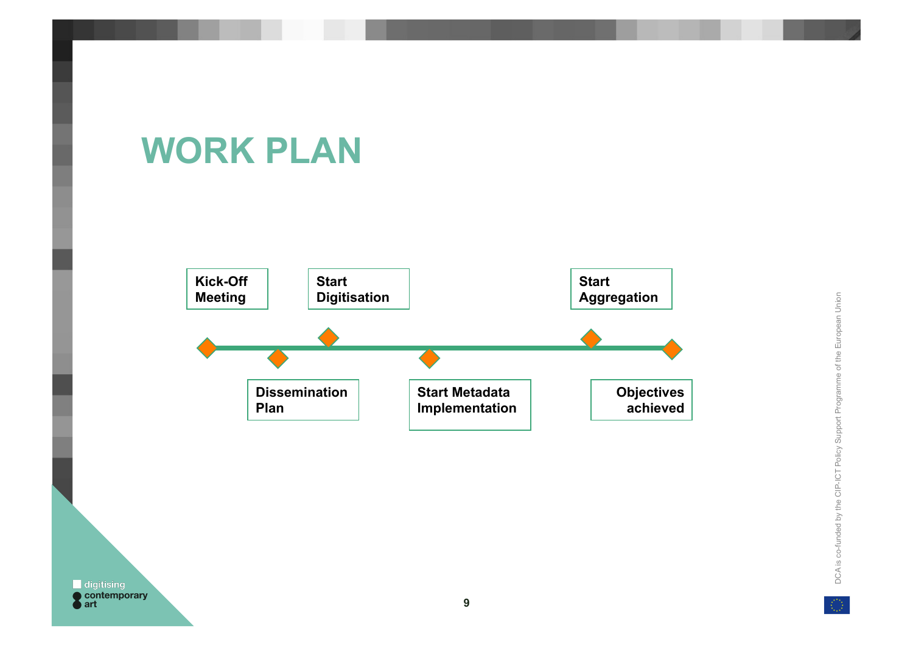# WORK PLAN

Kick-Off Meeting

Dissemination Plan

Start Digitisation

Start Metadata Implementation

Start Aggregation

Objectives achieved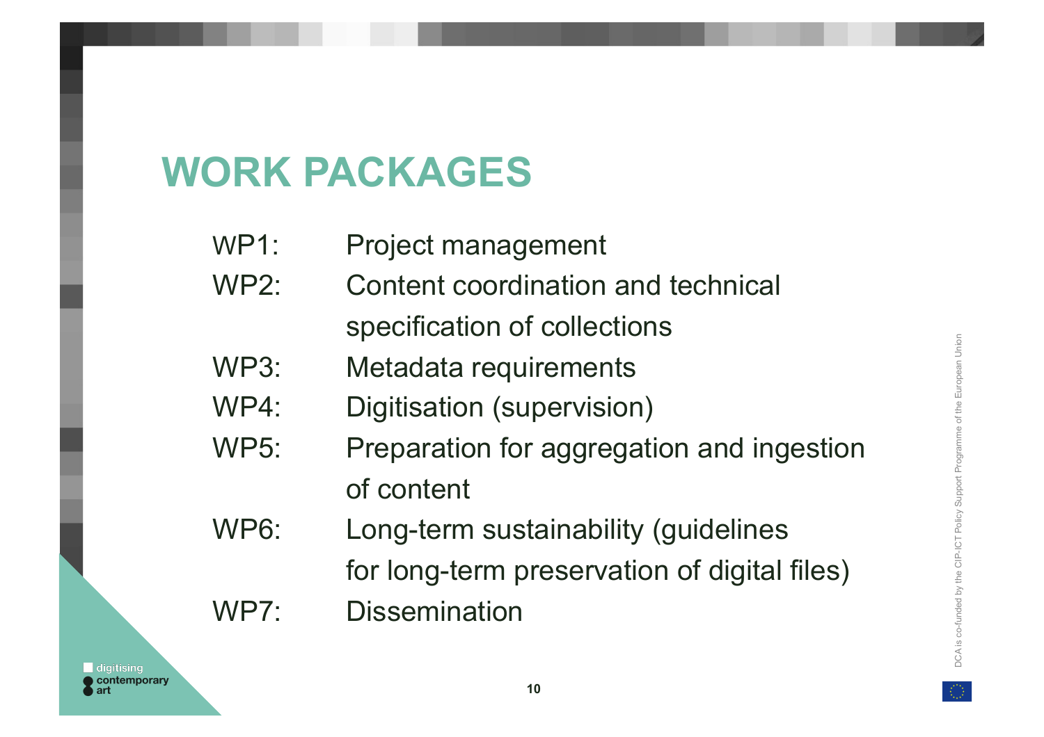# WORK PACKAGES

| | |
|---|---|
| WP1: | Project management |
| WP2: | Content coordination and technical specification of collections |
| WP3: | Metadata requirements |
| WP4: | Digitisation (supervision) |
| WP5: | Preparation for aggregation and ingestion of content |
| WP6: | Long-term sustainability (guidelines for long-term preservation of digital files) |
| WP7: | Dissemination |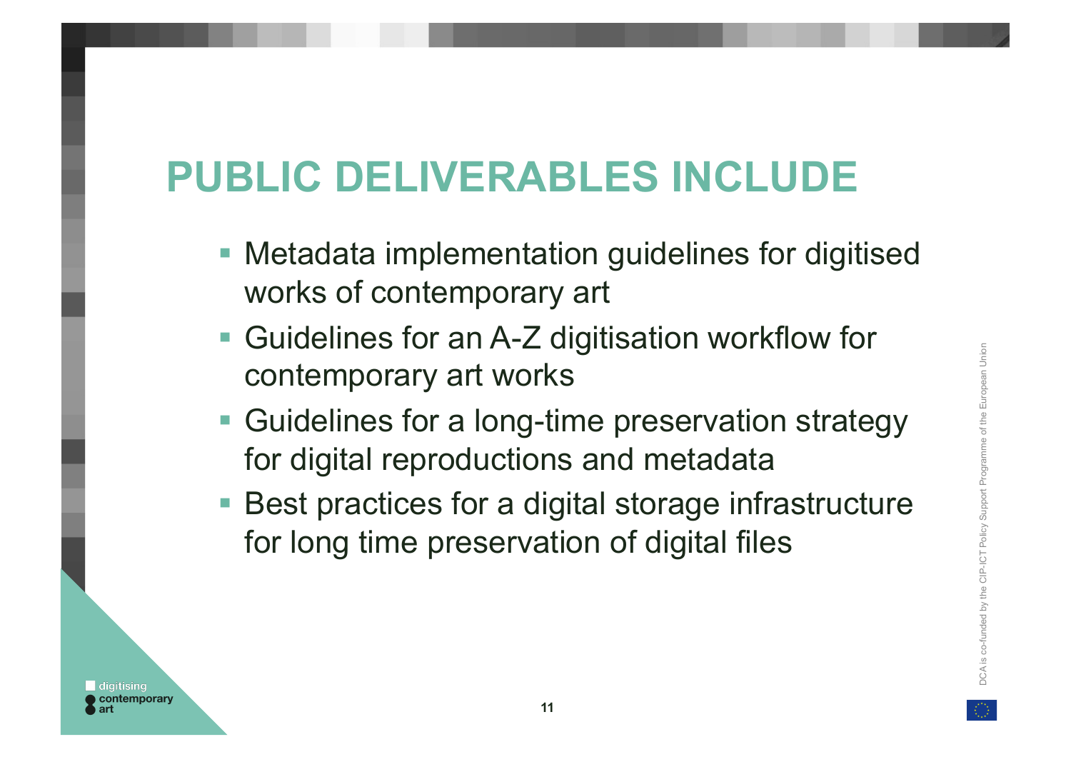# PUBLIC DELIVERABLES INCLUDE

- Metadata implementation guidelines for digitised works of contemporary art
- Guidelines for an A-Z digitisation workflow for contemporary art works
- Guidelines for a long-time preservation strategy for digital reproductions and metadata
- Best practices for a digital storage infrastructure for long time preservation of digital files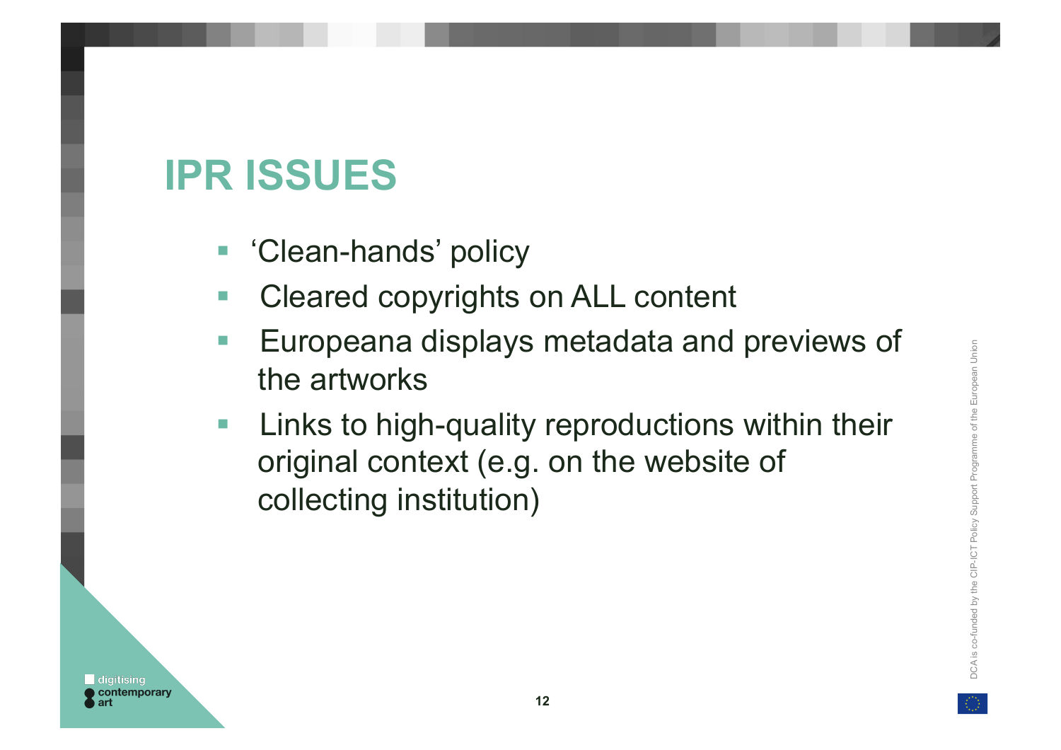# IPR ISSUES

- ‘Clean-hands’ policy
- Cleared copyrights on ALL content
- Europeana displays metadata and previews of the artworks
- Links to high-quality reproductions within their original context (e.g. on the website of collecting institution)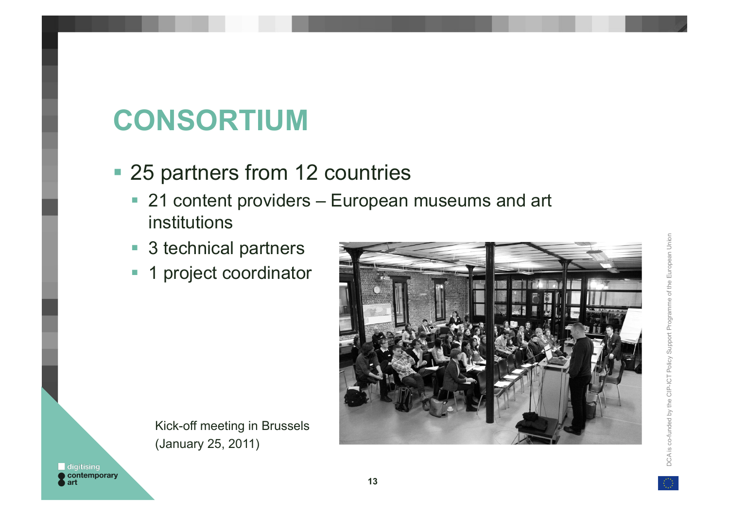# CONSORTIUM

- 25 partners from 12 countries
  - 21 content providers – European museums and art institutions
  - 3 technical partners
  - 1 project coordinator

Kick-off meeting in Brussels (January 25, 2011)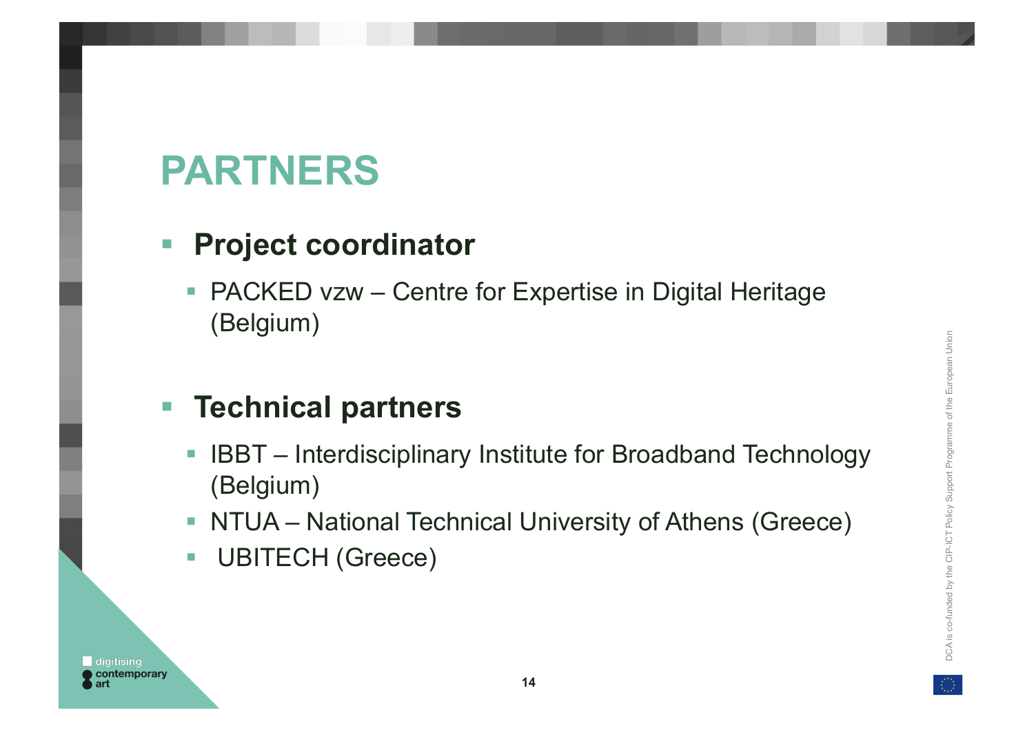# PARTNERS

- **Project coordinator**
  - PACKED vzw – Centre for Expertise in Digital Heritage (Belgium)

- **Technical partners**
  - IBBT – Interdisciplinary Institute for Broadband Technology (Belgium)
  - NTUA – National Technical University of Athens (Greece)
  - UBITECH (Greece)

DCA is co-funded by the CIP-ICT Policy Support Programme of the European Union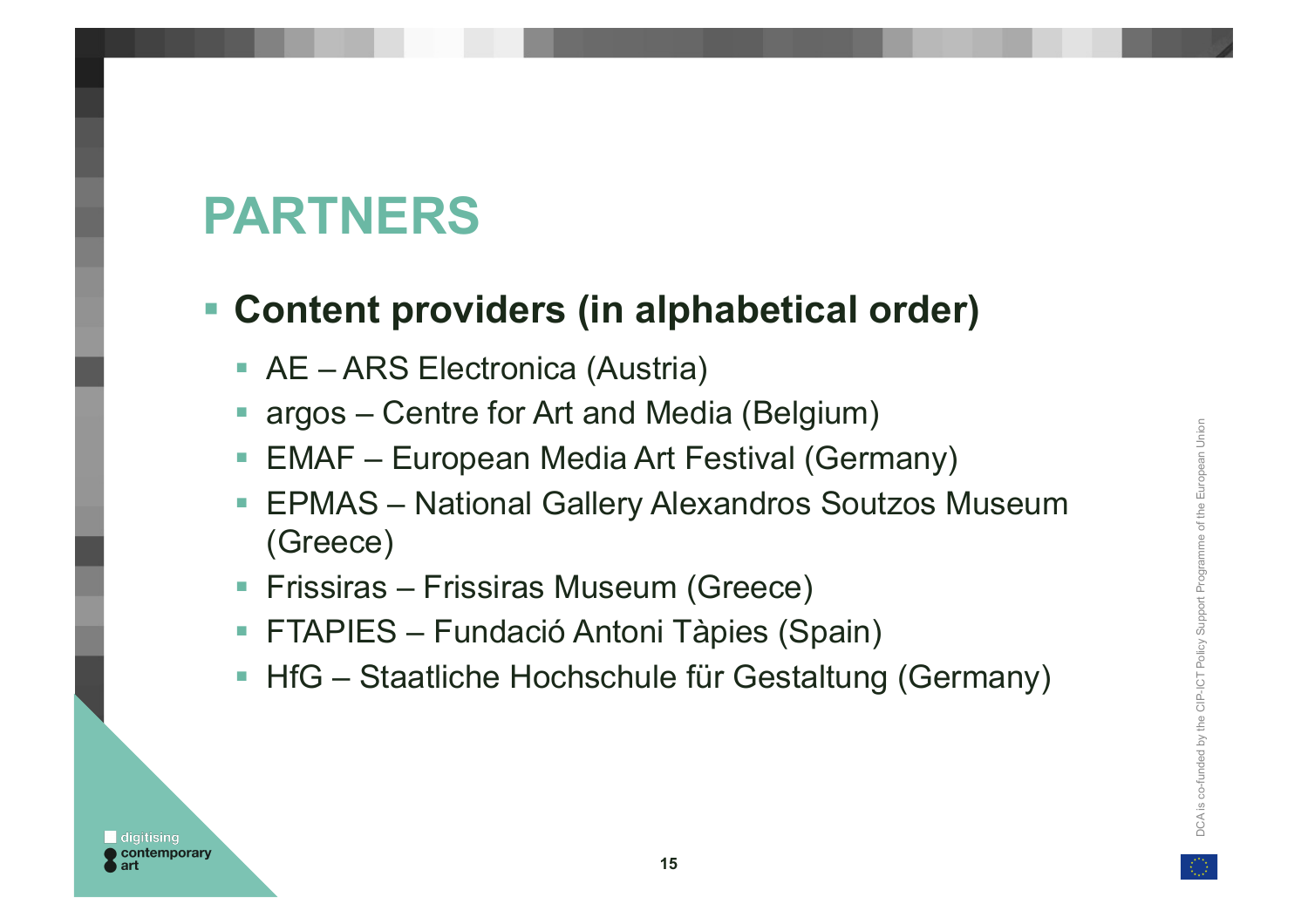# PARTNERS

- **Content providers (in alphabetical order)**
  - AE – ARS Electronica (Austria)
  - argos – Centre for Art and Media (Belgium)
  - EMAF – European Media Art Festival (Germany)
  - EPMAS – National Gallery Alexandros Soutzos Museum (Greece)
  - Frissiras – Frissiras Museum (Greece)
  - FTAPIES – Fundació Antoni Tàpies (Spain)
  - HfG – Staatliche Hochschule für Gestaltung (Germany)

DCA is co-funded by the CIP-ICT Policy Support Programme of the European Union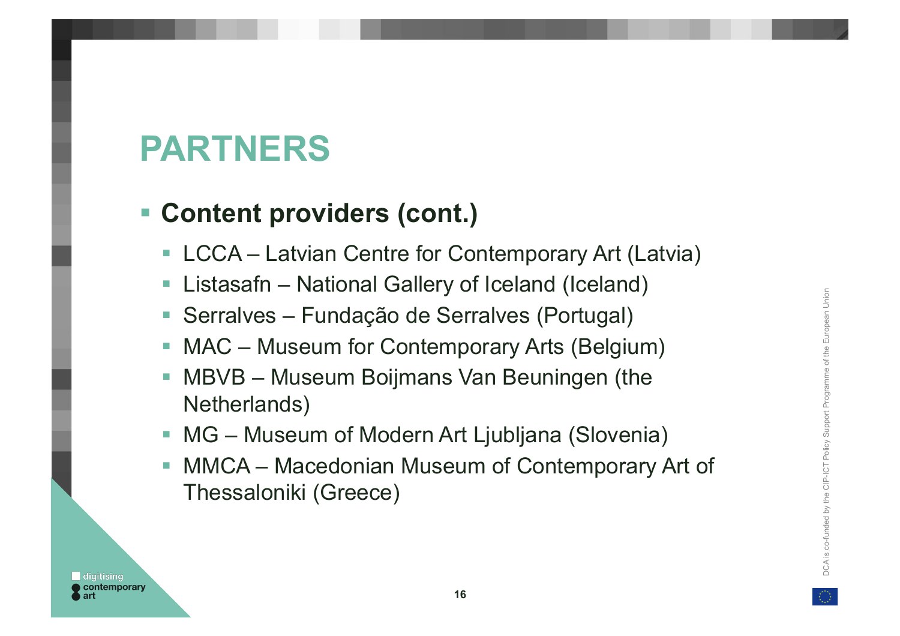# PARTNERS

- **Content providers (cont.)**
  - LCCA – Latvian Centre for Contemporary Art (Latvia)
  - Listasafn – National Gallery of Iceland (Iceland)
  - Serralves – Fundação de Serralves (Portugal)
  - MAC – Museum for Contemporary Arts (Belgium)
  - MBVB – Museum Boijmans Van Beuningen (the Netherlands)
  - MG – Museum of Modern Art Ljubljana (Slovenia)
  - MMCA – Macedonian Museum of Contemporary Art of Thessaloniki (Greece)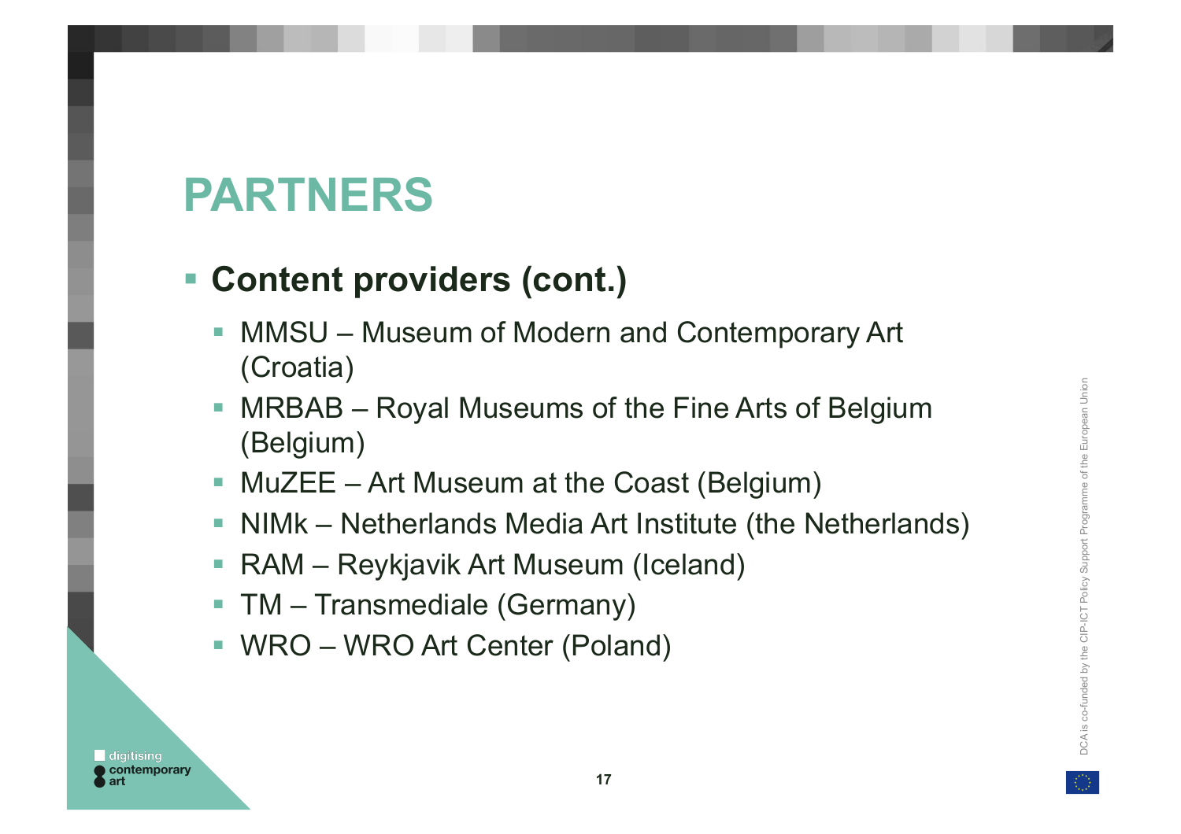# PARTNERS

- **Content providers (cont.)**
  - MMSU – Museum of Modern and Contemporary Art (Croatia)
  - MRBAB – Royal Museums of the Fine Arts of Belgium (Belgium)
  - MuZEE – Art Museum at the Coast (Belgium)
  - NIMk – Netherlands Media Art Institute (the Netherlands)
  - RAM – Reykjavik Art Museum (Iceland)
  - TM – Transmediale (Germany)
  - WRO – WRO Art Center (Poland)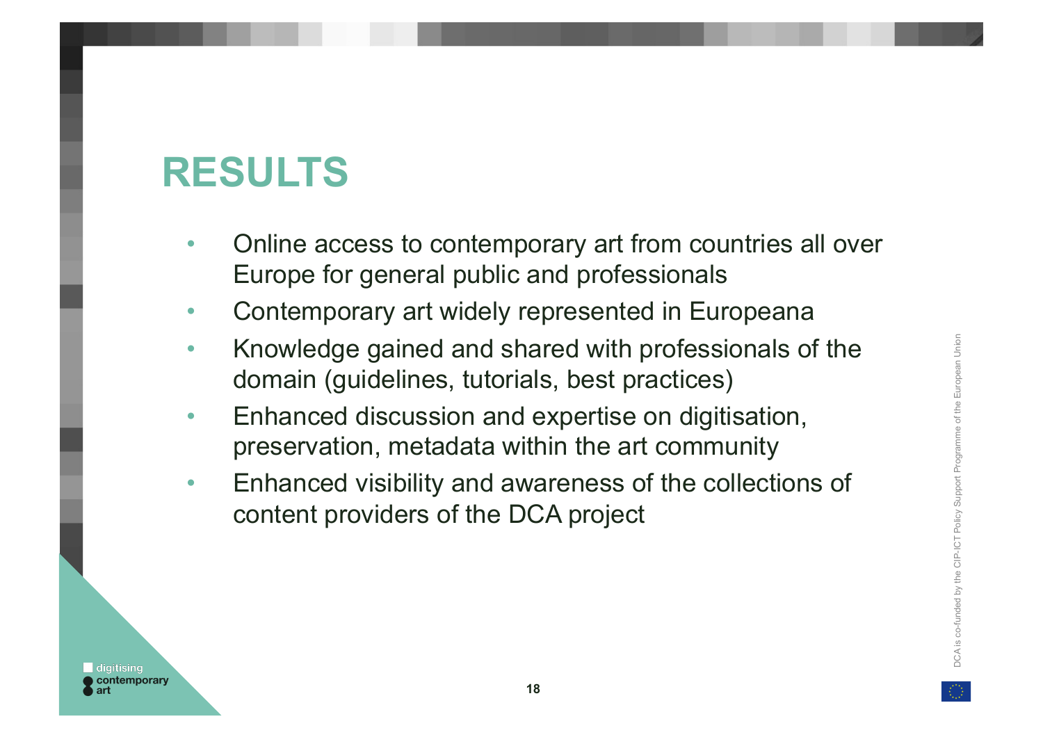# RESULTS

- Online access to contemporary art from countries all over Europe for general public and professionals
- Contemporary art widely represented in Europeana
- Knowledge gained and shared with professionals of the domain (guidelines, tutorials, best practices)
- Enhanced discussion and expertise on digitisation, preservation, metadata within the art community
- Enhanced visibility and awareness of the collections of content providers of the DCA project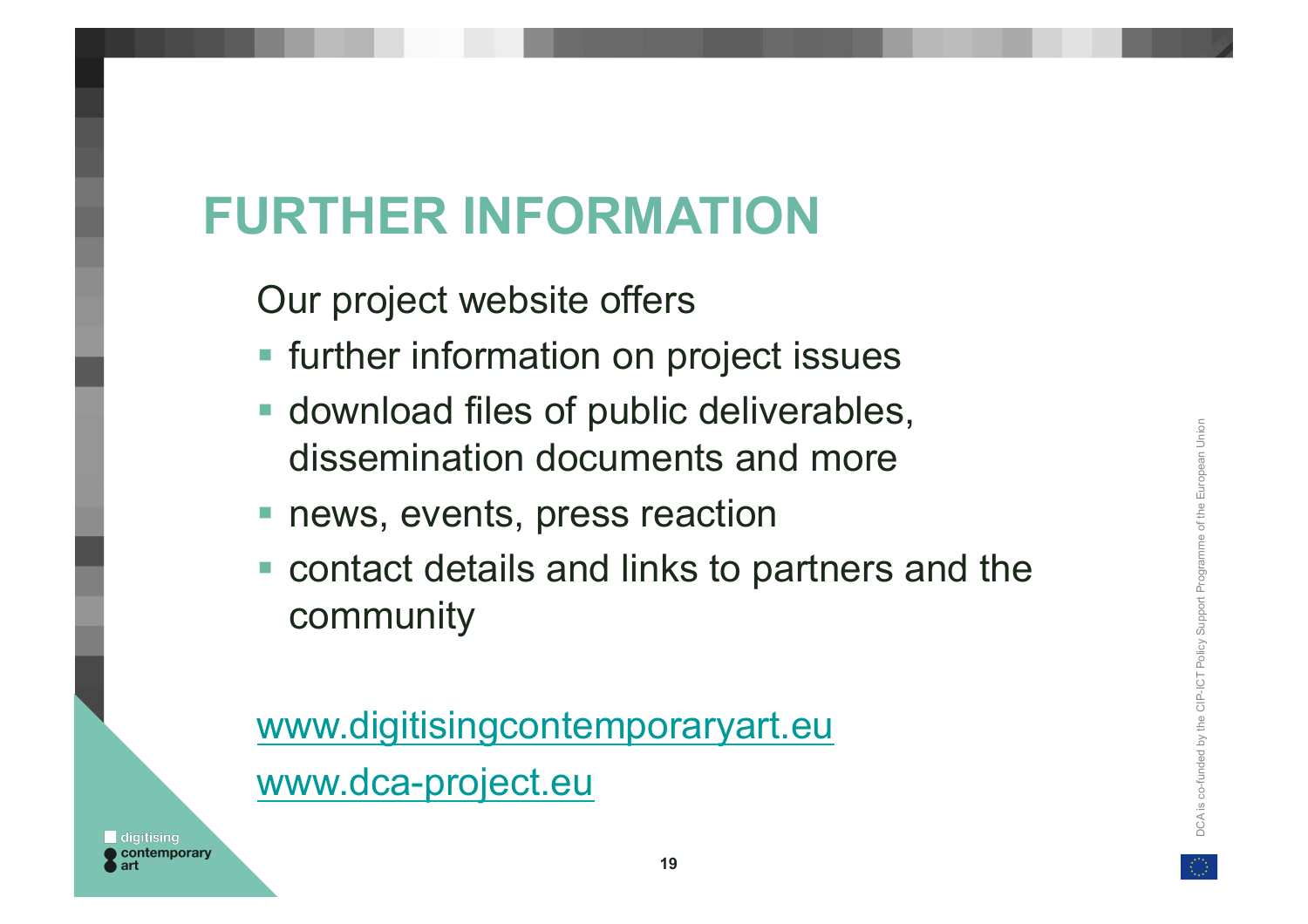# FURTHER INFORMATION

Our project website offers

- further information on project issues
- download files of public deliverables, dissemination documents and more
- news, events, press reaction
- contact details and links to partners and the community

www.digitisingcontemporaryart.eu

www.dca-project.eu

DCA is co-funded by the CIP-ICT Policy Support Programme of the European Union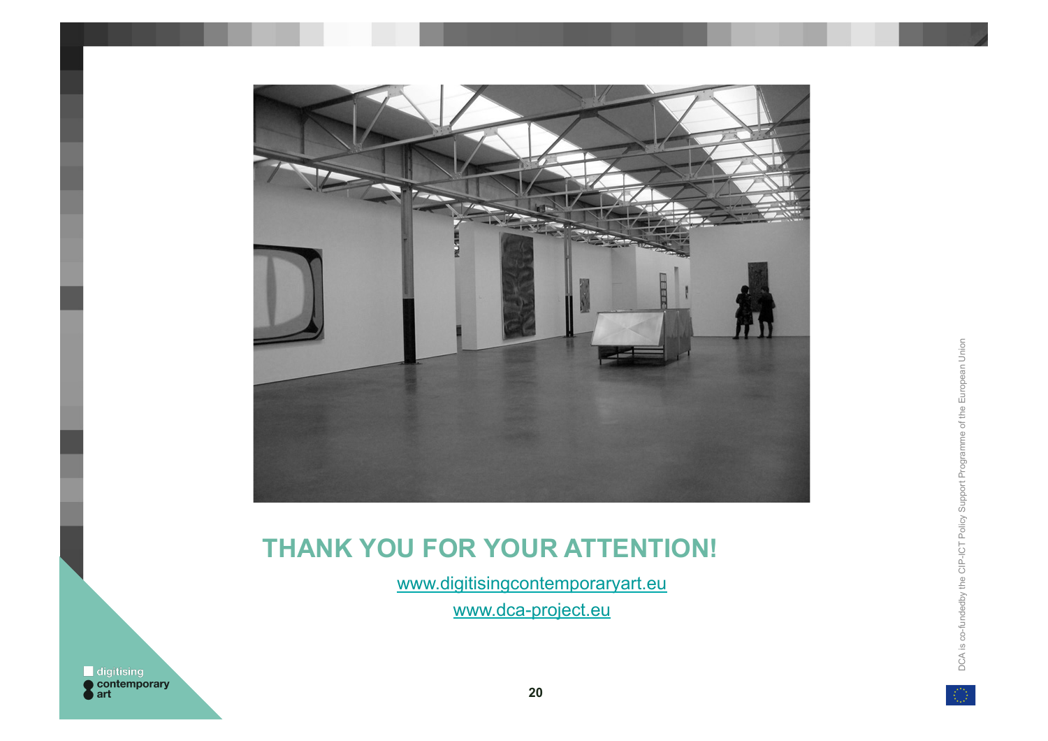## THANK YOU FOR YOUR ATTENTION!

www.digitisingcontemporaryart.eu

www.dca-project.eu

DCA is co-fundedby the CIP-ICT Policy Support Programme of the European Union